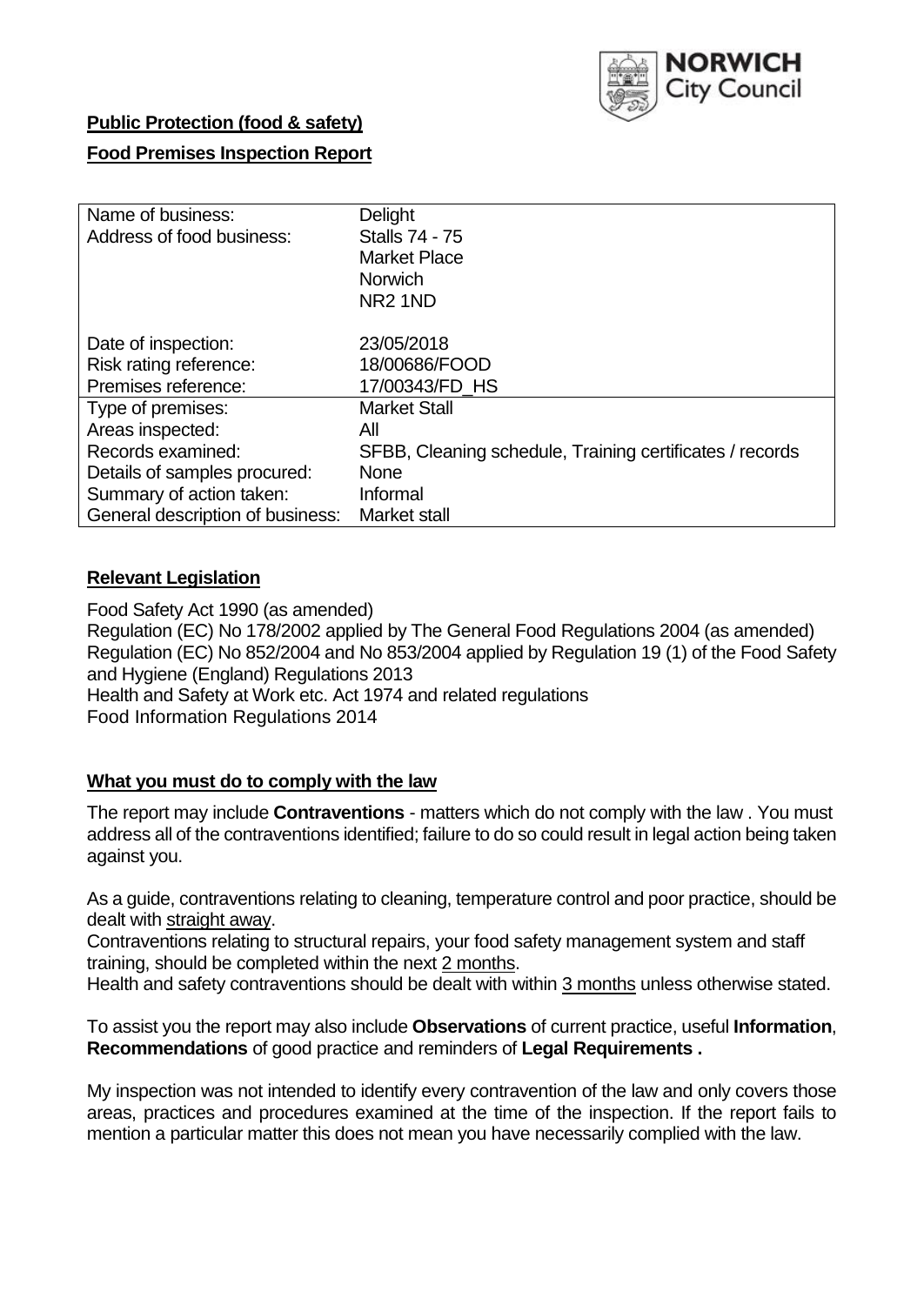NORWICH City Council

**Public Protection (food & safety)**

**Food Premises Inspection Report**

| | |
|---|---|
| Name of business: | Delight |
| Address of food business: | Stalls 74 - 75<br>Market Place<br>Norwich<br>NR2 1ND |
| Date of inspection: | 23/05/2018 |
| Risk rating reference: | 18/00686/FOOD |
| Premises reference: | 17/00343/FD_HS |
| Type of premises: | Market Stall |
| Areas inspected: | All |
| Records examined: | SFBB, Cleaning schedule, Training certificates / records |
| Details of samples procured: | None |
| Summary of action taken: | Informal |
| General description of business: | Market stall |

## Relevant Legislation

Food Safety Act 1990 (as amended)
Regulation (EC) No 178/2002 applied by The General Food Regulations 2004 (as amended)
Regulation (EC) No 852/2004 and No 853/2004 applied by Regulation 19 (1) of the Food Safety and Hygiene (England) Regulations 2013
Health and Safety at Work etc. Act 1974 and related regulations
Food Information Regulations 2014

## What you must do to comply with the law

The report may include **Contraventions** - matters which do not comply with the law . You must address all of the contraventions identified; failure to do so could result in legal action being taken against you.

As a guide, contraventions relating to cleaning, temperature control and poor practice, should be dealt with straight away.
Contraventions relating to structural repairs, your food safety management system and staff training, should be completed within the next 2 months.
Health and safety contraventions should be dealt with within 3 months unless otherwise stated.

To assist you the report may also include **Observations** of current practice, useful **Information**, **Recommendations** of good practice and reminders of **Legal Requirements .**

My inspection was not intended to identify every contravention of the law and only covers those areas, practices and procedures examined at the time of the inspection. If the report fails to mention a particular matter this does not mean you have necessarily complied with the law.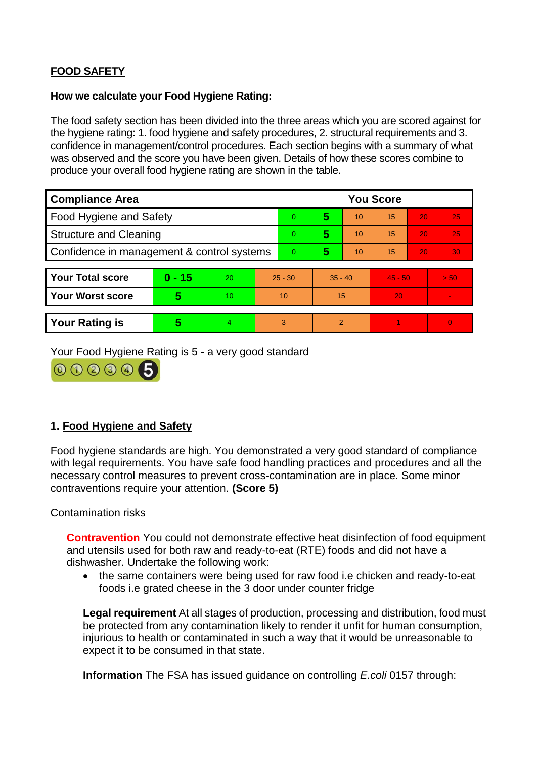**FOOD SAFETY**

**How we calculate your Food Hygiene Rating:**

The food safety section has been divided into the three areas which you are scored against for the hygiene rating: 1. food hygiene and safety procedures, 2. structural requirements and 3. confidence in management/control procedures. Each section begins with a summary of what was observed and the score you have been given. Details of how these scores combine to produce your overall food hygiene rating are shown in the table.

| Compliance Area | You Score | | | | | |
| --- | --- | --- | --- | --- | --- | --- |
| Food Hygiene and Safety | 0 | **5** | 10 | 15 | 20 | 25 |
| Structure and Cleaning | 0 | **5** | 10 | 15 | 20 | 25 |
| Confidence in management & control systems | 0 | **5** | 10 | 15 | 20 | 30 |

| | | | | | | |
| --- | --- | --- | --- | --- | --- | --- |
| **Your Total score** | **0 - 15** | 20 | 25 - 30 | 35 - 40 | 45 - 50 | > 50 |
| **Your Worst score** | **5** | 10 | 10 | 15 | 20 | - |
| **Your Rating is** | **5** | 4 | 3 | 2 | 1 | 0 |

Your Food Hygiene Rating is 5 - a very good standard

## 1. Food Hygiene and Safety

Food hygiene standards are high. You demonstrated a very good standard of compliance with legal requirements. You have safe food handling practices and procedures and all the necessary control measures to prevent cross-contamination are in place. Some minor contraventions require your attention. **(Score 5)**

Contamination risks

**Contravention** You could not demonstrate effective heat disinfection of food equipment and utensils used for both raw and ready-to-eat (RTE) foods and did not have a dishwasher. Undertake the following work:

- the same containers were being used for raw food i.e chicken and ready-to-eat foods i.e grated cheese in the 3 door under counter fridge

**Legal requirement** At all stages of production, processing and distribution, food must be protected from any contamination likely to render it unfit for human consumption, injurious to health or contaminated in such a way that it would be unreasonable to expect it to be consumed in that state.

**Information** The FSA has issued guidance on controlling *E.coli* 0157 through: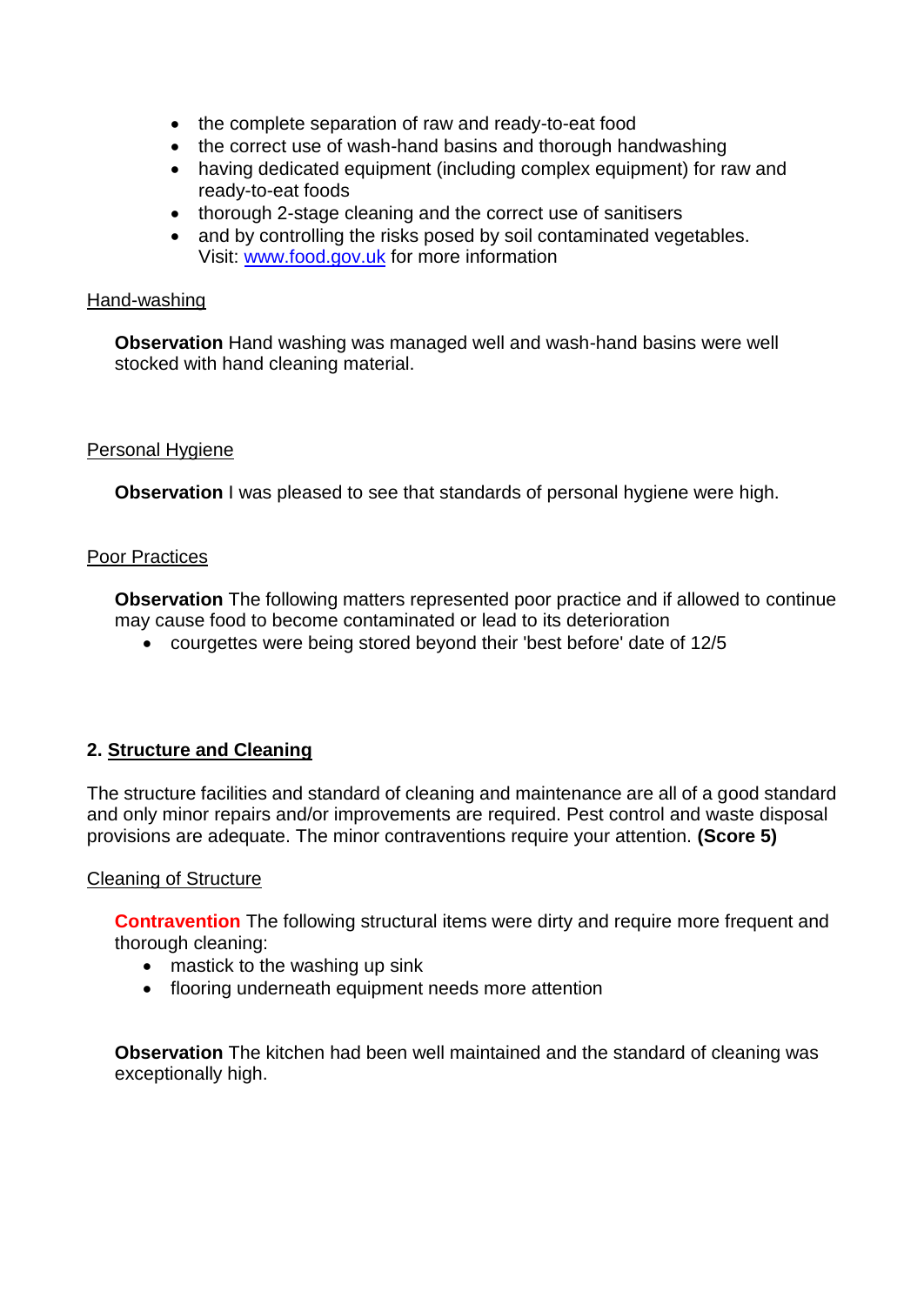- the complete separation of raw and ready-to-eat food
- the correct use of wash-hand basins and thorough handwashing
- having dedicated equipment (including complex equipment) for raw and ready-to-eat foods
- thorough 2-stage cleaning and the correct use of sanitisers
- and by controlling the risks posed by soil contaminated vegetables. Visit: [www.food.gov.uk](http://www.food.gov.uk) for more information

Hand-washing

**Observation** Hand washing was managed well and wash-hand basins were well stocked with hand cleaning material.

Personal Hygiene

**Observation** I was pleased to see that standards of personal hygiene were high.

Poor Practices

**Observation** The following matters represented poor practice and if allowed to continue may cause food to become contaminated or lead to its deterioration

- courgettes were being stored beyond their 'best before' date of 12/5

## 2. Structure and Cleaning

The structure facilities and standard of cleaning and maintenance are all of a good standard and only minor repairs and/or improvements are required. Pest control and waste disposal provisions are adequate. The minor contraventions require your attention. **(Score 5)**

Cleaning of Structure

**Contravention** The following structural items were dirty and require more frequent and thorough cleaning:

- mastick to the washing up sink
- flooring underneath equipment needs more attention

**Observation** The kitchen had been well maintained and the standard of cleaning was exceptionally high.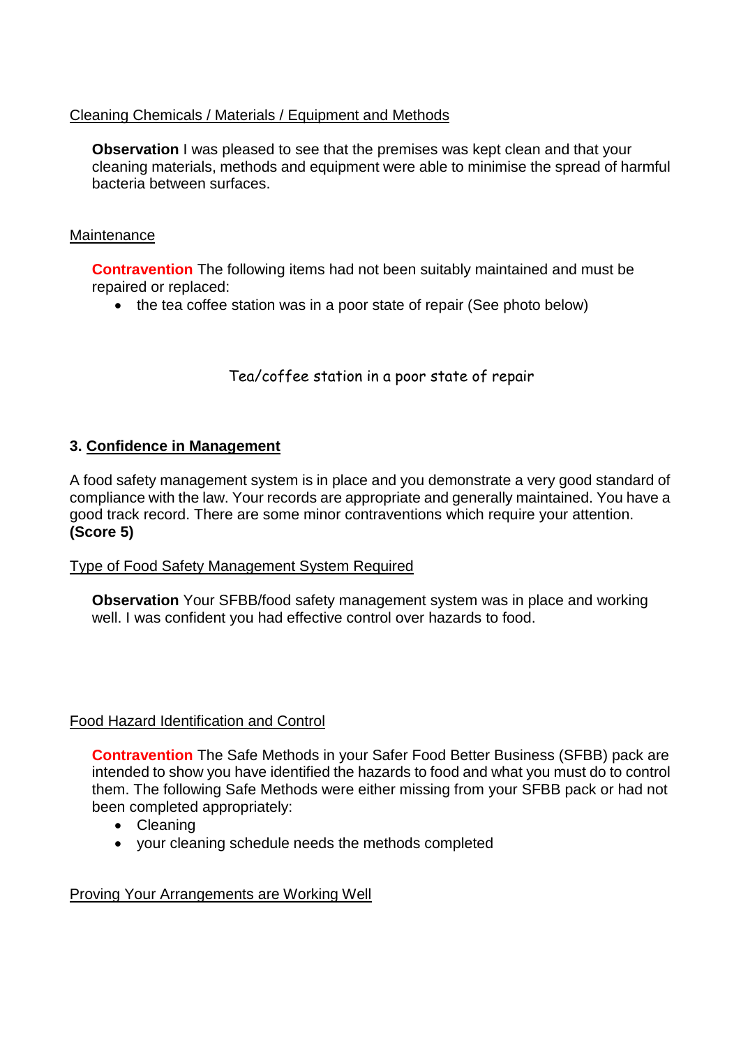Cleaning Chemicals / Materials / Equipment and Methods

**Observation** I was pleased to see that the premises was kept clean and that your cleaning materials, methods and equipment were able to minimise the spread of harmful bacteria between surfaces.

Maintenance

**Contravention** The following items had not been suitably maintained and must be repaired or replaced:

- the tea coffee station was in a poor state of repair (See photo below)

Tea/coffee station in a poor state of repair

### 3. Confidence in Management

A food safety management system is in place and you demonstrate a very good standard of compliance with the law. Your records are appropriate and generally maintained. You have a good track record. There are some minor contraventions which require your attention. **(Score 5)**

Type of Food Safety Management System Required

**Observation** Your SFBB/food safety management system was in place and working well. I was confident you had effective control over hazards to food.

Food Hazard Identification and Control

**Contravention** The Safe Methods in your Safer Food Better Business (SFBB) pack are intended to show you have identified the hazards to food and what you must do to control them. The following Safe Methods were either missing from your SFBB pack or had not been completed appropriately:

- Cleaning
- your cleaning schedule needs the methods completed

Proving Your Arrangements are Working Well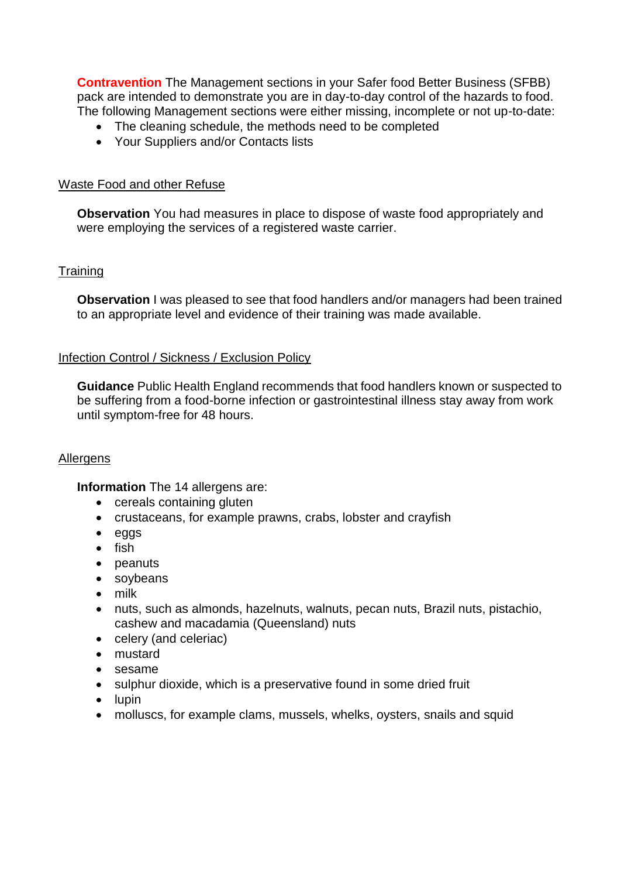**Contravention** The Management sections in your Safer food Better Business (SFBB) pack are intended to demonstrate you are in day-to-day control of the hazards to food. The following Management sections were either missing, incomplete or not up-to-date:

- The cleaning schedule, the methods need to be completed
- Your Suppliers and/or Contacts lists

Waste Food and other Refuse

**Observation** You had measures in place to dispose of waste food appropriately and were employing the services of a registered waste carrier.

Training

**Observation** I was pleased to see that food handlers and/or managers had been trained to an appropriate level and evidence of their training was made available.

Infection Control / Sickness / Exclusion Policy

**Guidance** Public Health England recommends that food handlers known or suspected to be suffering from a food-borne infection or gastrointestinal illness stay away from work until symptom-free for 48 hours.

Allergens

**Information** The 14 allergens are:

- cereals containing gluten
- crustaceans, for example prawns, crabs, lobster and crayfish
- eggs
- fish
- peanuts
- soybeans
- milk
- nuts, such as almonds, hazelnuts, walnuts, pecan nuts, Brazil nuts, pistachio, cashew and macadamia (Queensland) nuts
- celery (and celeriac)
- mustard
- sesame
- sulphur dioxide, which is a preservative found in some dried fruit
- lupin
- molluscs, for example clams, mussels, whelks, oysters, snails and squid